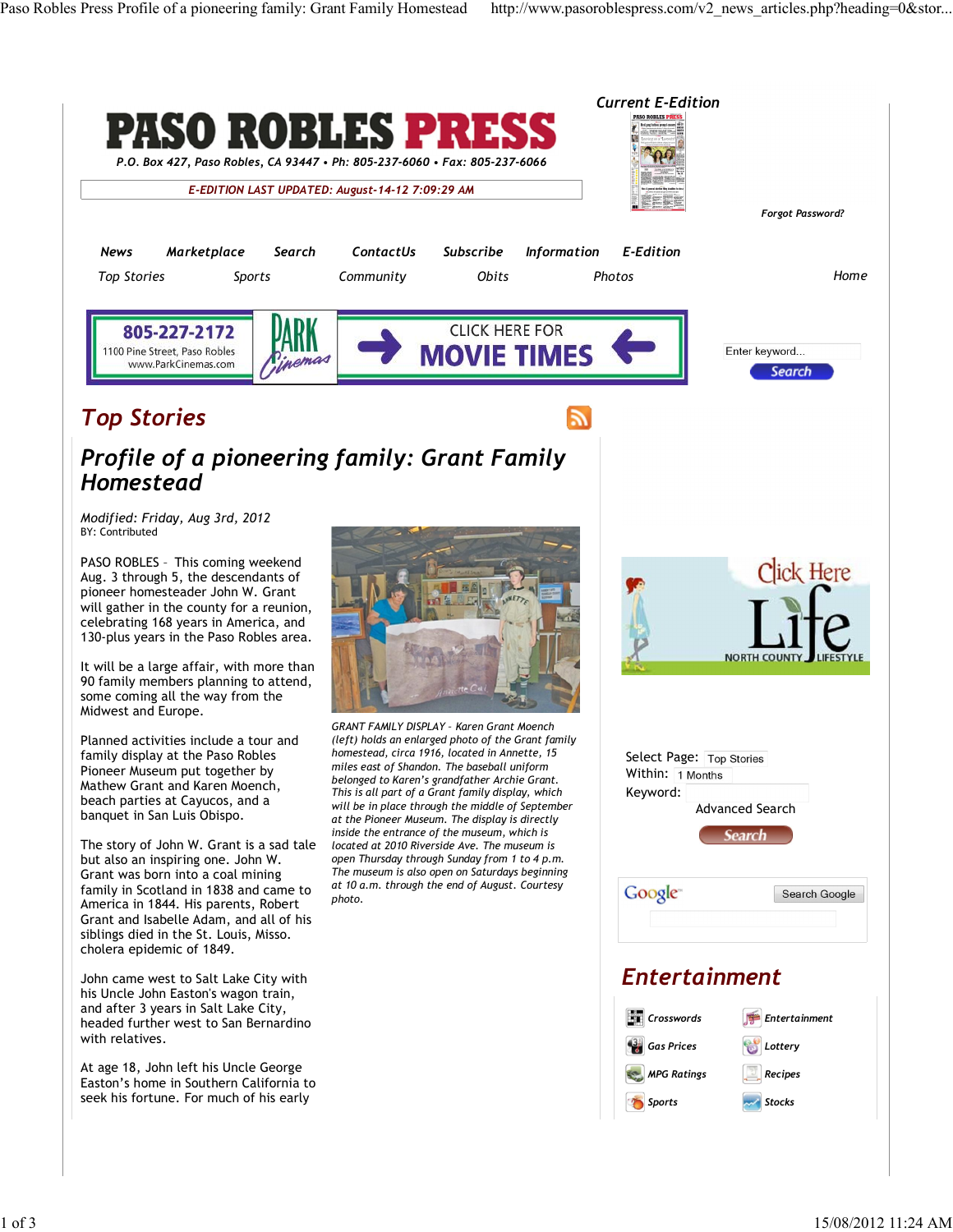# PASO ROBLES PRESS

P.O. Box 427, Paso Robles, CA 93447 • Ph: 805-237-6060 • Fax: 805-237-6066

E-EDITION LAST UPDATED: August-14-12 7:09:29 AM

Current E-Edition

Forgot Password?

News | Marketplace | Search | ContactUs | Subscribe | Information | E-Edition

Top Stories | Sports | Community | Obits | Photos | Home

805-227-2172 1100 Pine Street, Paso Robles www.ParkCinemas.com PARK Cinemas CLICK HERE FOR MOVIE TIMES

Enter keyword...

Search

## Top Stories

## Profile of a pioneering family: Grant Family Homestead

*Modified: Friday, Aug 3rd, 2012*
BY: Contributed

PASO ROBLES – This coming weekend Aug. 3 through 5, the descendants of pioneer homesteader John W. Grant will gather in the county for a reunion, celebrating 168 years in America, and 130-plus years in the Paso Robles area.

It will be a large affair, with more than 90 family members planning to attend, some coming all the way from the Midwest and Europe.

Planned activities include a tour and family display at the Paso Robles Pioneer Museum put together by Mathew Grant and Karen Moench, beach parties at Cayucos, and a banquet in San Luis Obispo.

The story of John W. Grant is a sad tale but also an inspiring one. John W. Grant was born into a coal mining family in Scotland in 1838 and came to America in 1844. His parents, Robert Grant and Isabelle Adam, and all of his siblings died in the St. Louis, Misso. cholera epidemic of 1849.

John came west to Salt Lake City with his Uncle John Easton's wagon train, and after 3 years in Salt Lake City, headed further west to San Bernardino with relatives.

At age 18, John left his Uncle George Easton's home in Southern California to seek his fortune. For much of his early

*GRANT FAMILY DISPLAY - Karen Grant Moench (left) holds an enlarged photo of the Grant family homestead, circa 1916, located in Annette, 15 miles east of Shandon. The baseball uniform belonged to Karen's grandfather Archie Grant. This is all part of a Grant family display, which will be in place through the middle of September at the Pioneer Museum. The display is directly inside the entrance of the museum, which is located at 2010 Riverside Ave. The museum is open Thursday through Sunday from 1 to 4 p.m. The museum is also open on Saturdays beginning at 10 a.m. through the end of August. Courtesy photo.*

Click Here Life NORTH COUNTY LIFESTYLE

Select Page: Top Stories
Within: 1 Months
Keyword:
Advanced Search
Search

Google Search Google

## Entertainment

| Crosswords | Entertainment |
|---|---|
| Gas Prices | Lottery |
| MPG Ratings | Recipes |
| Sports | Stocks |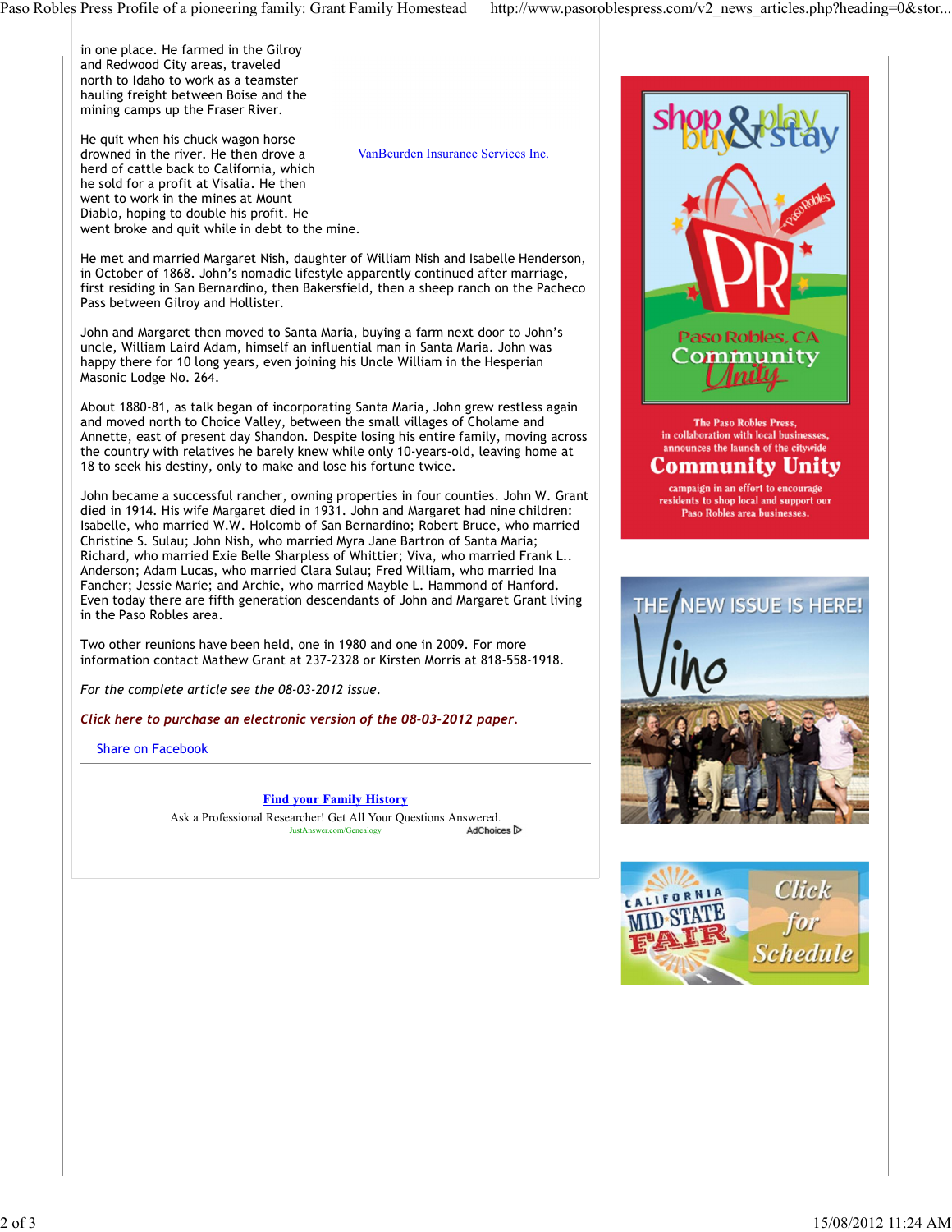in one place. He farmed in the Gilroy and Redwood City areas, traveled north to Idaho to work as a teamster hauling freight between Boise and the mining camps up the Fraser River.

He quit when his chuck wagon horse drowned in the river. He then drove a herd of cattle back to California, which he sold for a profit at Visalia. He then went to work in the mines at Mount Diablo, hoping to double his profit. He went broke and quit while in debt to the mine.

He met and married Margaret Nish, daughter of William Nish and Isabelle Henderson, in October of 1868. John's nomadic lifestyle apparently continued after marriage, first residing in San Bernardino, then Bakersfield, then a sheep ranch on the Pacheco Pass between Gilroy and Hollister.

John and Margaret then moved to Santa Maria, buying a farm next door to John's uncle, William Laird Adam, himself an influential man in Santa Maria. John was happy there for 10 long years, even joining his Uncle William in the Hesperian Masonic Lodge No. 264.

About 1880-81, as talk began of incorporating Santa Maria, John grew restless again and moved north to Choice Valley, between the small villages of Cholame and Annette, east of present day Shandon. Despite losing his entire family, moving across the country with relatives he barely knew while only 10-years-old, leaving home at 18 to seek his destiny, only to make and lose his fortune twice.

John became a successful rancher, owning properties in four counties. John W. Grant died in 1914. His wife Margaret died in 1931. John and Margaret had nine children: Isabelle, who married W.W. Holcomb of San Bernardino; Robert Bruce, who married Christine S. Sulau; John Nish, who married Myra Jane Bartron of Santa Maria; Richard, who married Exie Belle Sharpless of Whittier; Viva, who married Frank L.. Anderson; Adam Lucas, who married Clara Sulau; Fred William, who married Ina Fancher; Jessie Marie; and Archie, who married Mayble L. Hammond of Hanford. Even today there are fifth generation descendants of John and Margaret Grant living in the Paso Robles area.

Two other reunions have been held, one in 1980 and one in 2009. For more information contact Mathew Grant at 237-2328 or Kirsten Morris at 818-558-1918.

*For the complete article see the 08-03-2012 issue.*

*Click here to purchase an electronic version of the 08-03-2012 paper.*